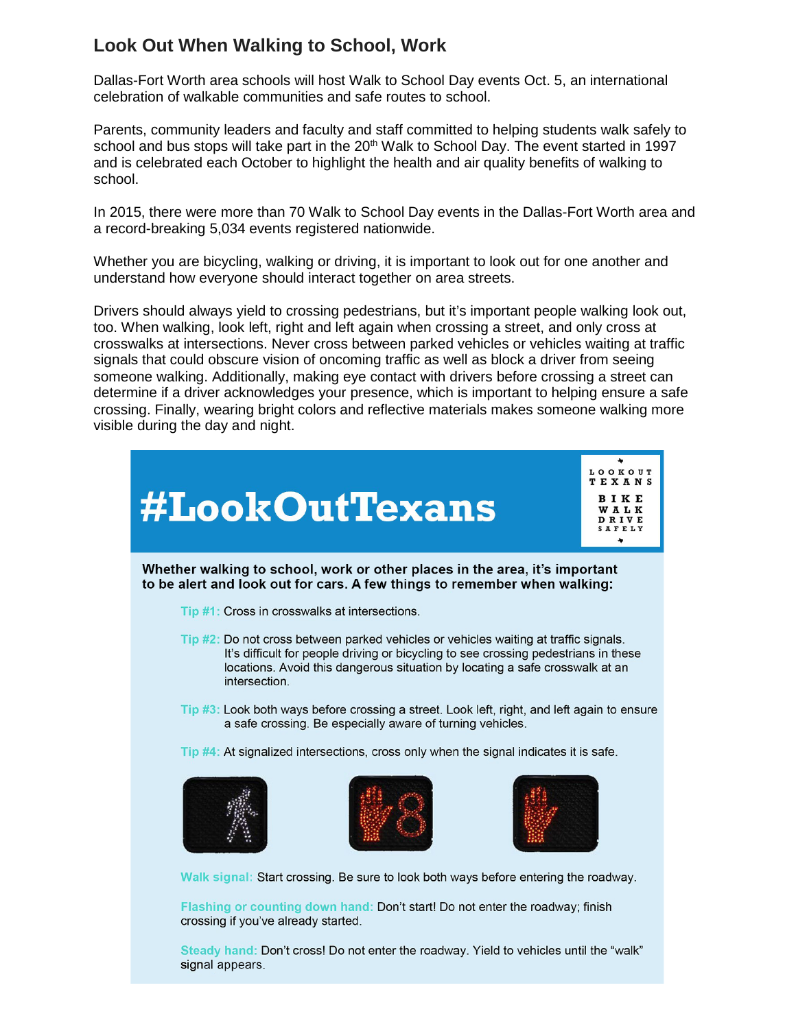## Look Out When Walking to School, Work

Dallas-Fort Worth area schools will host Walk to School Day events Oct. 5, an international celebration of walkable communities and safe routes to school.

Parents, community leaders and faculty and staff committed to helping students walk safely to school and bus stops will take part in the 20th Walk to School Day. The event started in 1997 and is celebrated each October to highlight the health and air quality benefits of walking to school.

In 2015, there were more than 70 Walk to School Day events in the Dallas-Fort Worth area and a record-breaking 5,034 events registered nationwide.

Whether you are bicycling, walking or driving, it is important to look out for one another and understand how everyone should interact together on area streets.

Drivers should always yield to crossing pedestrians, but it's important people walking look out, too. When walking, look left, right and left again when crossing a street, and only cross at crosswalks at intersections. Never cross between parked vehicles or vehicles waiting at traffic signals that could obscure vision of oncoming traffic as well as block a driver from seeing someone walking. Additionally, making eye contact with drivers before crossing a street can determine if a driver acknowledges your presence, which is important to helping ensure a safe crossing. Finally, wearing bright colors and reflective materials makes someone walking more visible during the day and night.

# #LookOutTexans

LOOKOUT TEXANS
BIKE WALK DRIVE SAFELY

**Whether walking to school, work or other places in the area, it's important to be alert and look out for cars. A few things to remember when walking:**

- **Tip #1:** Cross in crosswalks at intersections.
- **Tip #2:** Do not cross between parked vehicles or vehicles waiting at traffic signals. It's difficult for people driving or bicycling to see crossing pedestrians in these locations. Avoid this dangerous situation by locating a safe crosswalk at an intersection.
- **Tip #3:** Look both ways before crossing a street. Look left, right, and left again to ensure a safe crossing. Be especially aware of turning vehicles.
- **Tip #4:** At signalized intersections, cross only when the signal indicates it is safe.

**Walk signal:** Start crossing. Be sure to look both ways before entering the roadway.

**Flashing or counting down hand:** Don't start! Do not enter the roadway; finish crossing if you've already started.

**Steady hand:** Don't cross! Do not enter the roadway. Yield to vehicles until the "walk" signal appears.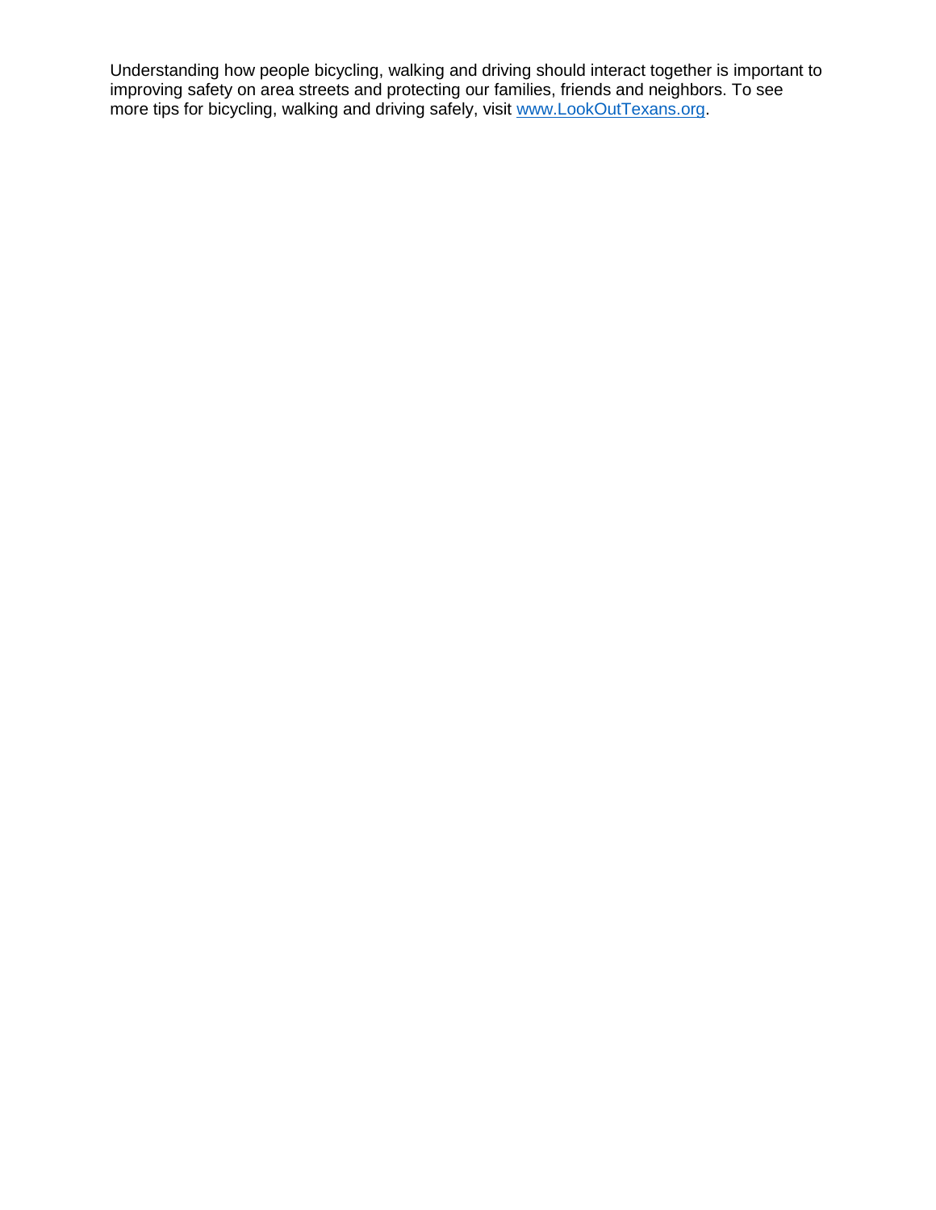Understanding how people bicycling, walking and driving should interact together is important to improving safety on area streets and protecting our families, friends and neighbors. To see more tips for bicycling, walking and driving safely, visit [www.LookOutTexans.org](http://www.LookOutTexans.org).